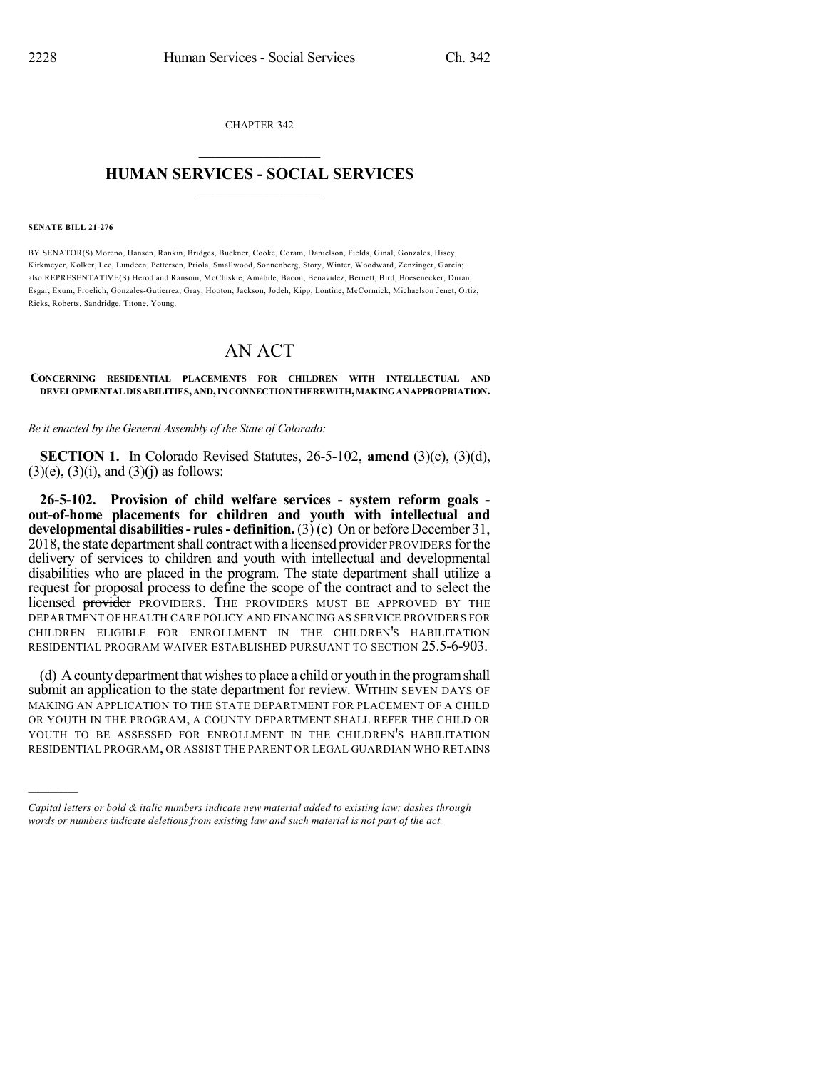CHAPTER 342

# HUMAN SERVICES - SOCIAL SERVICES

**SENATE BILL 21-276**

BY SENATOR(S) Moreno, Hansen, Rankin, Bridges, Buckner, Cooke, Coram, Danielson, Fields, Ginal, Gonzales, Hisey, Kirkmeyer, Kolker, Lee, Lundeen, Pettersen, Priola, Smallwood, Sonnenberg, Story, Winter, Woodward, Zenzinger, Garcia; also REPRESENTATIVE(S) Herod and Ransom, McCluskie, Amabile, Bacon, Benavidez, Bernett, Bird, Boesenecker, Duran, Esgar, Exum, Froelich, Gonzales-Gutierrez, Gray, Hooton, Jackson, Jodeh, Kipp, Lontine, McCormick, Michaelson Jenet, Ortiz, Ricks, Roberts, Sandridge, Titone, Young.

# AN ACT

**CONCERNING RESIDENTIAL PLACEMENTS FOR CHILDREN WITH INTELLECTUAL AND DEVELOPMENTAL DISABILITIES, AND, IN CONNECTION THEREWITH, MAKING AN APPROPRIATION.**

*Be it enacted by the General Assembly of the State of Colorado:*

**SECTION 1.** In Colorado Revised Statutes, 26-5-102, **amend** (3)(c), (3)(d), (3)(e), (3)(i), and (3)(j) as follows:

**26-5-102. Provision of child welfare services - system reform goals - out-of-home placements for children and youth with intellectual and developmental disabilities - rules - definition.** (3) (c) On or before December 31, 2018, the state department shall contract with ~~a~~ licensed ~~provider~~ PROVIDERS for the delivery of services to children and youth with intellectual and developmental disabilities who are placed in the program. The state department shall utilize a request for proposal process to define the scope of the contract and to select the licensed ~~provider~~ PROVIDERS. THE PROVIDERS MUST BE APPROVED BY THE DEPARTMENT OF HEALTH CARE POLICY AND FINANCING AS SERVICE PROVIDERS FOR CHILDREN ELIGIBLE FOR ENROLLMENT IN THE CHILDREN'S HABILITATION RESIDENTIAL PROGRAM WAIVER ESTABLISHED PURSUANT TO SECTION 25.5-6-903.

(d) A county department that wishes to place a child or youth in the program shall submit an application to the state department for review. WITHIN SEVEN DAYS OF MAKING AN APPLICATION TO THE STATE DEPARTMENT FOR PLACEMENT OF A CHILD OR YOUTH IN THE PROGRAM, A COUNTY DEPARTMENT SHALL REFER THE CHILD OR YOUTH TO BE ASSESSED FOR ENROLLMENT IN THE CHILDREN'S HABILITATION RESIDENTIAL PROGRAM, OR ASSIST THE PARENT OR LEGAL GUARDIAN WHO RETAINS

---

*Capital letters or bold & italic numbers indicate new material added to existing law; dashes through words or numbers indicate deletions from existing law and such material is not part of the act.*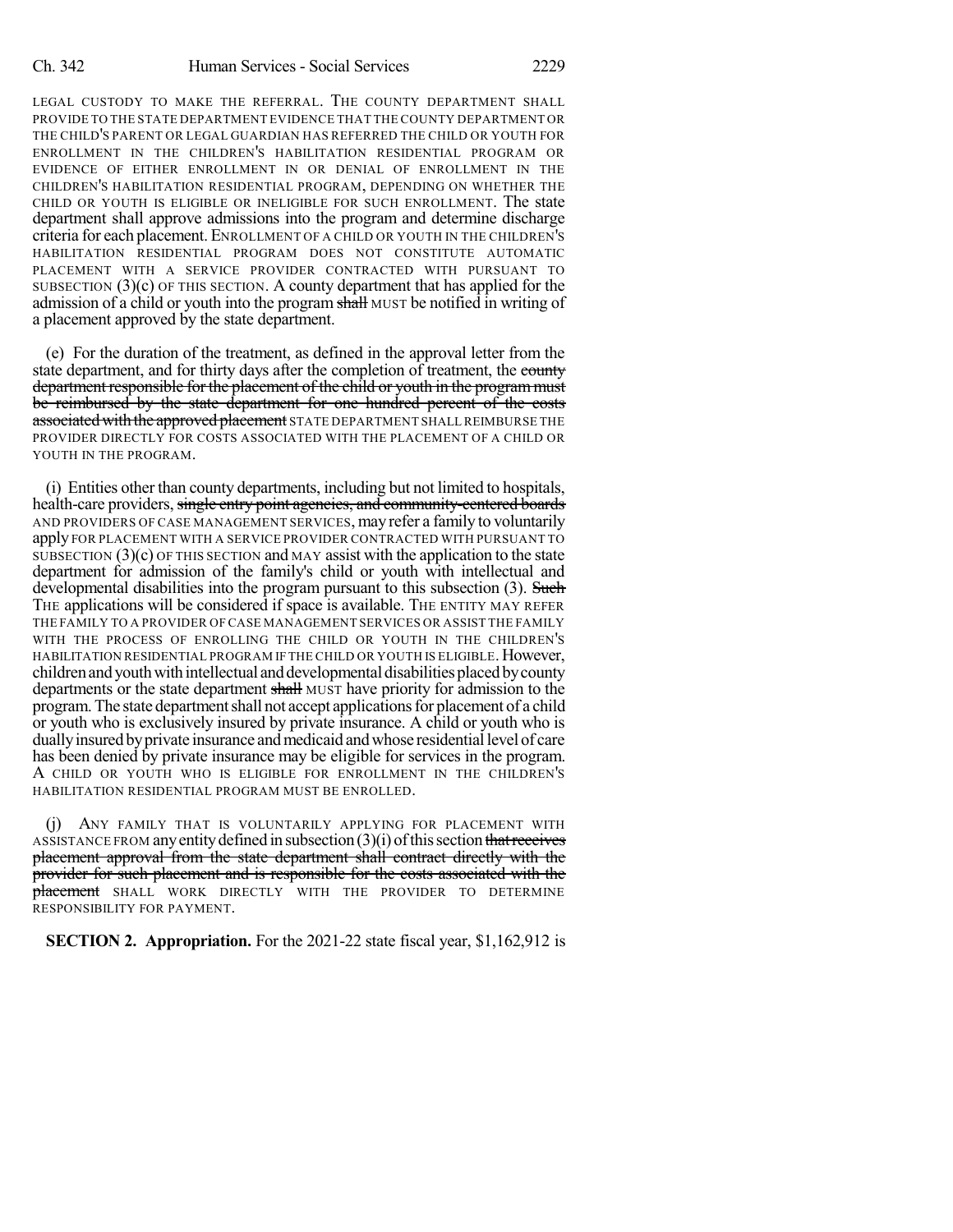LEGAL CUSTODY TO MAKE THE REFERRAL. THE COUNTY DEPARTMENT SHALL PROVIDE TO THE STATE DEPARTMENT EVIDENCE THAT THE COUNTY DEPARTMENT OR THE CHILD'S PARENT OR LEGAL GUARDIAN HAS REFERRED THE CHILD OR YOUTH FOR ENROLLMENT IN THE CHILDREN'S HABILITATION RESIDENTIAL PROGRAM OR EVIDENCE OF EITHER ENROLLMENT IN OR DENIAL OF ENROLLMENT IN THE CHILDREN'S HABILITATION RESIDENTIAL PROGRAM, DEPENDING ON WHETHER THE CHILD OR YOUTH IS ELIGIBLE OR INELIGIBLE FOR SUCH ENROLLMENT. The state department shall approve admissions into the program and determine discharge criteria for each placement. ENROLLMENT OF A CHILD OR YOUTH IN THE CHILDREN'S HABILITATION RESIDENTIAL PROGRAM DOES NOT CONSTITUTE AUTOMATIC PLACEMENT WITH A SERVICE PROVIDER CONTRACTED WITH PURSUANT TO SUBSECTION (3)(c) OF THIS SECTION. A county department that has applied for the admission of a child or youth into the program ~~shall~~ MUST be notified in writing of a placement approved by the state department.

(e) For the duration of the treatment, as defined in the approval letter from the state department, and for thirty days after the completion of treatment, the ~~county department responsible for the placement of the child or youth in the program must be reimbursed by the state department for one hundred percent of the costs associated with the approved placement~~ STATE DEPARTMENT SHALL REIMBURSE THE PROVIDER DIRECTLY FOR COSTS ASSOCIATED WITH THE PLACEMENT OF A CHILD OR YOUTH IN THE PROGRAM.

(i) Entities other than county departments, including but not limited to hospitals, health-care providers, ~~single entry point agencies, and community-centered boards~~ AND PROVIDERS OF CASE MANAGEMENT SERVICES, may refer a family to voluntarily apply FOR PLACEMENT WITH A SERVICE PROVIDER CONTRACTED WITH PURSUANT TO SUBSECTION (3)(c) OF THIS SECTION and MAY assist with the application to the state department for admission of the family's child or youth with intellectual and developmental disabilities into the program pursuant to this subsection (3). ~~Such~~ THE applications will be considered if space is available. THE ENTITY MAY REFER THE FAMILY TO A PROVIDER OF CASE MANAGEMENT SERVICES OR ASSIST THE FAMILY WITH THE PROCESS OF ENROLLING THE CHILD OR YOUTH IN THE CHILDREN'S HABILITATION RESIDENTIAL PROGRAM IF THE CHILD OR YOUTH IS ELIGIBLE. However, children and youth with intellectual and developmental disabilities placed by county departments or the state department ~~shall~~ MUST have priority for admission to the program. The state department shall not accept applications for placement of a child or youth who is exclusively insured by private insurance. A child or youth who is dually insured by private insurance and medicaid and whose residential level of care has been denied by private insurance may be eligible for services in the program. A CHILD OR YOUTH WHO IS ELIGIBLE FOR ENROLLMENT IN THE CHILDREN'S HABILITATION RESIDENTIAL PROGRAM MUST BE ENROLLED.

(j) ANY FAMILY THAT IS VOLUNTARILY APPLYING FOR PLACEMENT WITH ASSISTANCE FROM any entity defined in subsection (3)(i) of this section ~~that receives placement approval from the state department shall contract directly with the provider for such placement and is responsible for the costs associated with the placement~~ SHALL WORK DIRECTLY WITH THE PROVIDER TO DETERMINE RESPONSIBILITY FOR PAYMENT.

**SECTION 2. Appropriation.** For the 2021-22 state fiscal year, $1,162,912 is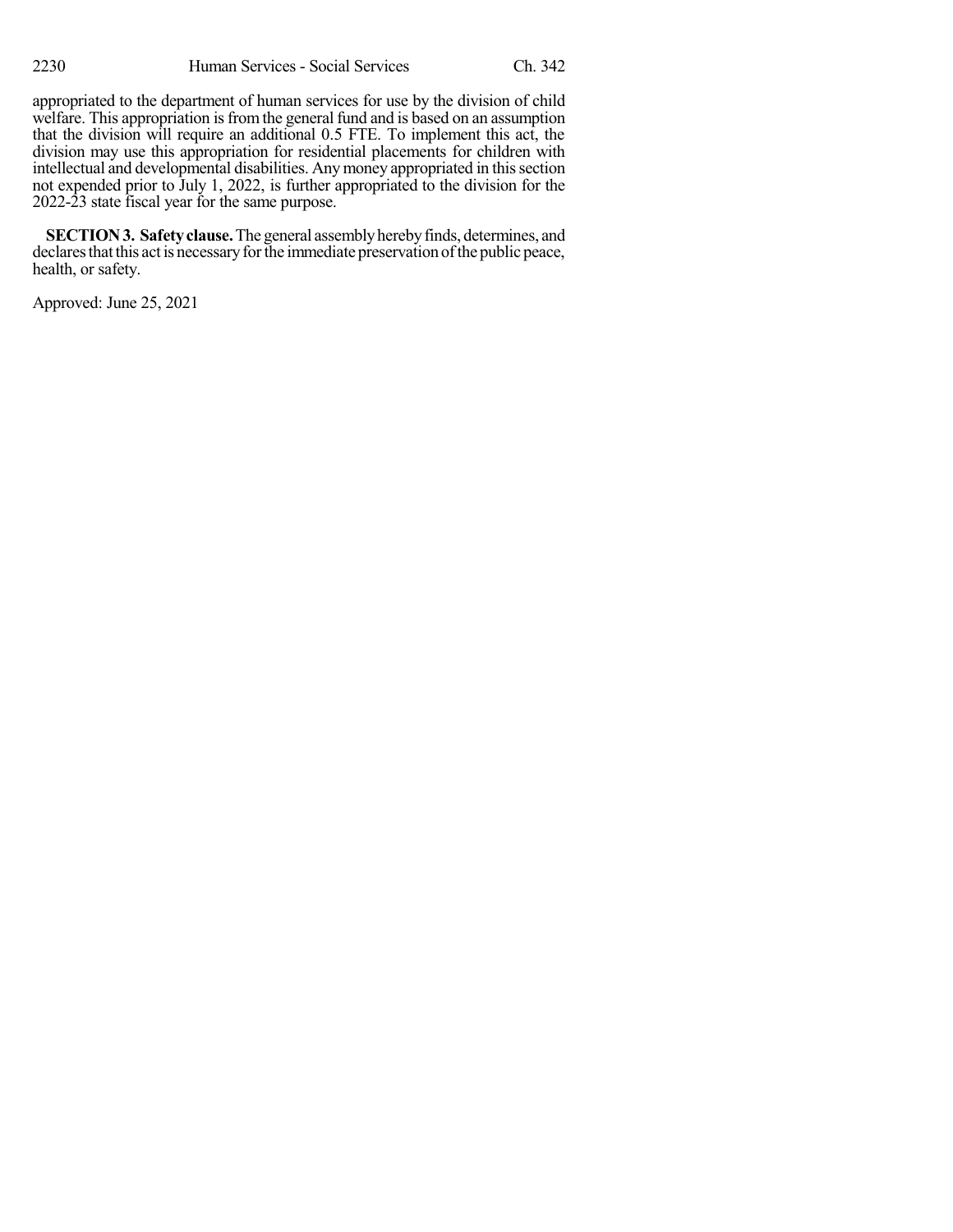appropriated to the department of human services for use by the division of child welfare. This appropriation is from the general fund and is based on an assumption that the division will require an additional 0.5 FTE. To implement this act, the division may use this appropriation for residential placements for children with intellectual and developmental disabilities. Any money appropriated in this section not expended prior to July 1, 2022, is further appropriated to the division for the 2022-23 state fiscal year for the same purpose.

**SECTION 3. Safety clause.** The general assembly hereby finds, determines, and declares that this act is necessary for the immediate preservation of the public peace, health, or safety.

Approved: June 25, 2021